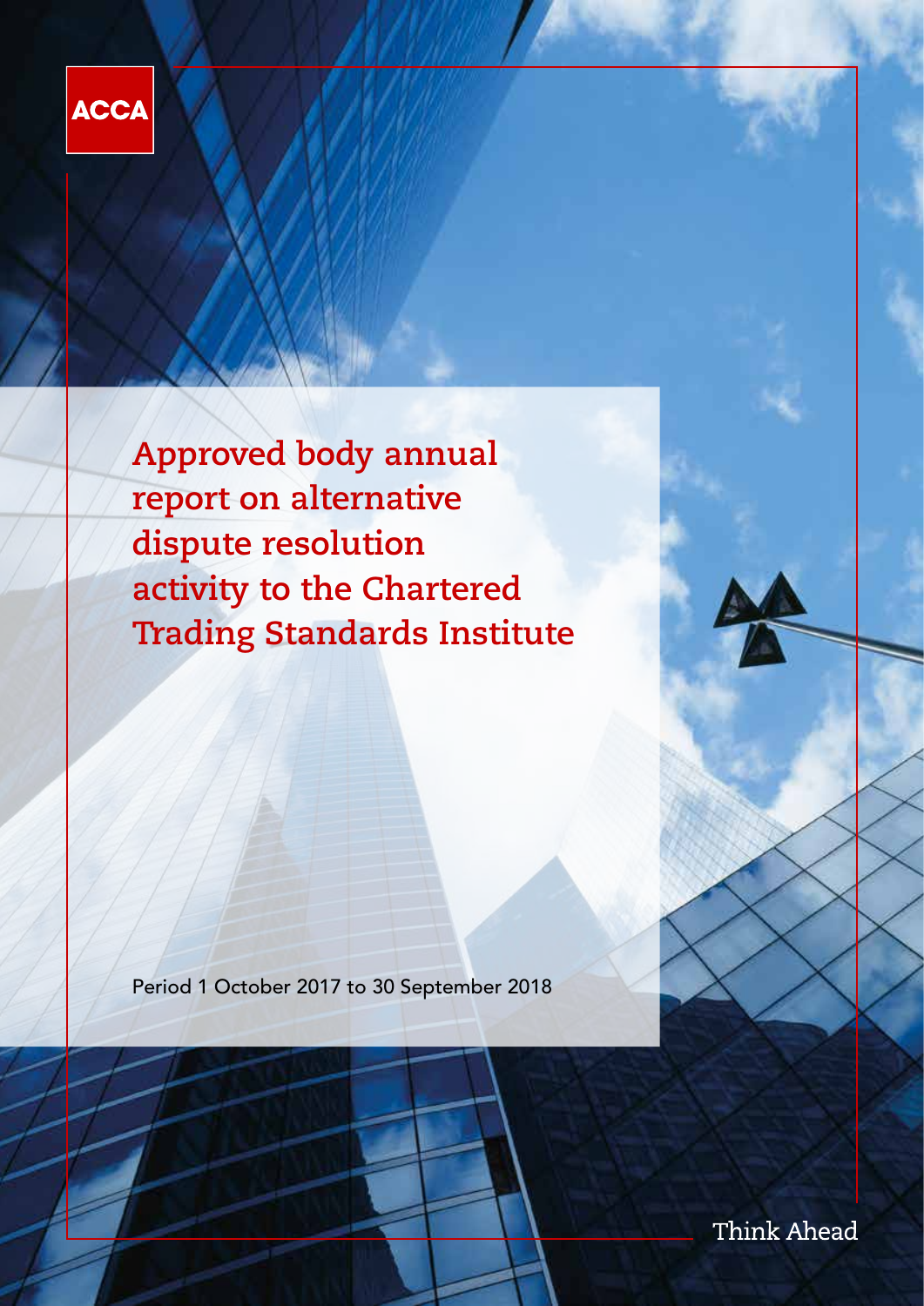ACCA

# Approved body annual report on alternative dispute resolution activity to the Chartered Trading Standards Institute

Period 1 October 2017 to 30 September 2018

Think Ahead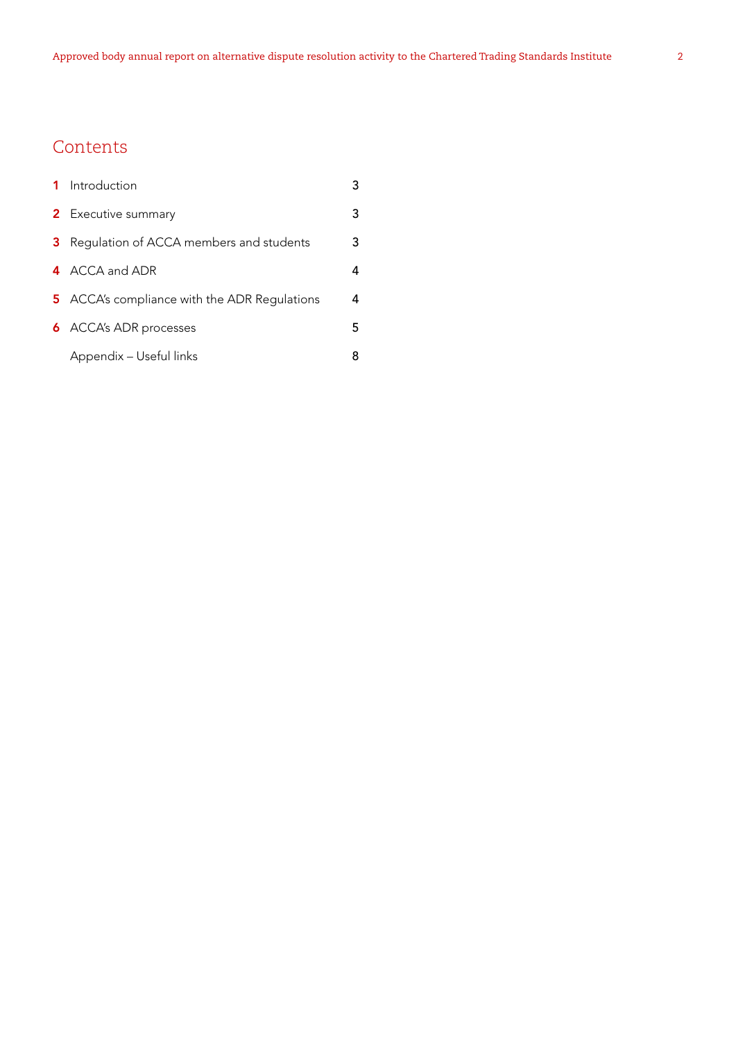## Contents

| | | |
|---|---|---|
| 1 | Introduction | 3 |
| 2 | Executive summary | 3 |
| 3 | Regulation of ACCA members and students | 3 |
| 4 | ACCA and ADR | 4 |
| 5 | ACCA's compliance with the ADR Regulations | 4 |
| 6 | ACCA's ADR processes | 5 |
| | Appendix – Useful links | 8 |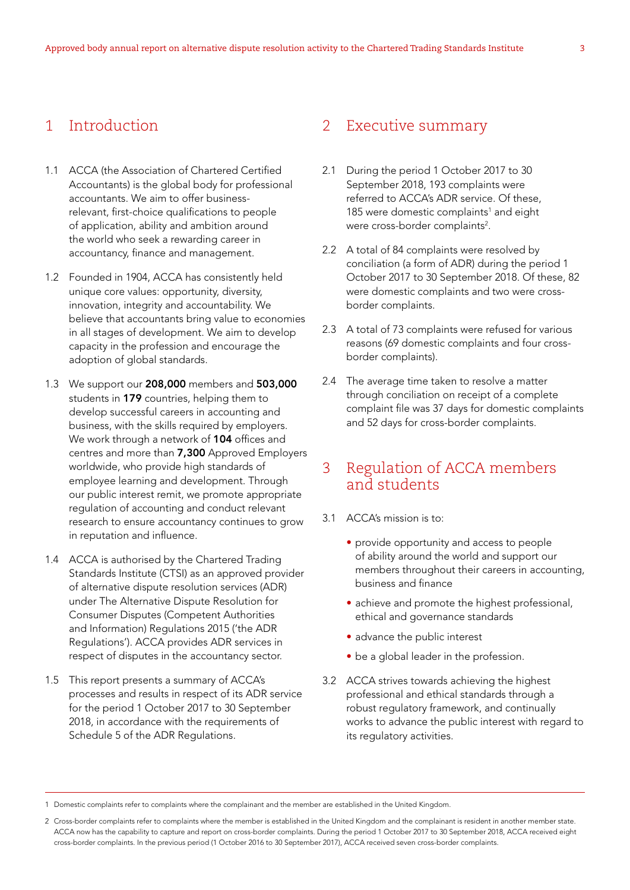## 1 Introduction

1.1 ACCA (the Association of Chartered Certified Accountants) is the global body for professional accountants. We aim to offer business-relevant, first-choice qualifications to people of application, ability and ambition around the world who seek a rewarding career in accountancy, finance and management.

1.2 Founded in 1904, ACCA has consistently held unique core values: opportunity, diversity, innovation, integrity and accountability. We believe that accountants bring value to economies in all stages of development. We aim to develop capacity in the profession and encourage the adoption of global standards.

1.3 We support our **208,000** members and **503,000** students in **179** countries, helping them to develop successful careers in accounting and business, with the skills required by employers. We work through a network of **104** offices and centres and more than **7,300** Approved Employers worldwide, who provide high standards of employee learning and development. Through our public interest remit, we promote appropriate regulation of accounting and conduct relevant research to ensure accountancy continues to grow in reputation and influence.

1.4 ACCA is authorised by the Chartered Trading Standards Institute (CTSI) as an approved provider of alternative dispute resolution services (ADR) under The Alternative Dispute Resolution for Consumer Disputes (Competent Authorities and Information) Regulations 2015 ('the ADR Regulations'). ACCA provides ADR services in respect of disputes in the accountancy sector.

1.5 This report presents a summary of ACCA's processes and results in respect of its ADR service for the period 1 October 2017 to 30 September 2018, in accordance with the requirements of Schedule 5 of the ADR Regulations.

## 2 Executive summary

2.1 During the period 1 October 2017 to 30 September 2018, 193 complaints were referred to ACCA's ADR service. Of these, 185 were domestic complaints[1] and eight were cross-border complaints[2].

2.2 A total of 84 complaints were resolved by conciliation (a form of ADR) during the period 1 October 2017 to 30 September 2018. Of these, 82 were domestic complaints and two were cross-border complaints.

2.3 A total of 73 complaints were refused for various reasons (69 domestic complaints and four cross-border complaints).

2.4 The average time taken to resolve a matter through conciliation on receipt of a complete complaint file was 37 days for domestic complaints and 52 days for cross-border complaints.

## 3 Regulation of ACCA members and students

3.1 ACCA's mission is to:

- provide opportunity and access to people of ability around the world and support our members throughout their careers in accounting, business and finance
- achieve and promote the highest professional, ethical and governance standards
- advance the public interest
- be a global leader in the profession.

3.2 ACCA strives towards achieving the highest professional and ethical standards through a robust regulatory framework, and continually works to advance the public interest with regard to its regulatory activities.

---

1 Domestic complaints refer to complaints where the complainant and the member are established in the United Kingdom.

2 Cross-border complaints refer to complaints where the member is established in the United Kingdom and the complainant is resident in another member state. ACCA now has the capability to capture and report on cross-border complaints. During the period 1 October 2017 to 30 September 2018, ACCA received eight cross-border complaints. In the previous period (1 October 2016 to 30 September 2017), ACCA received seven cross-border complaints.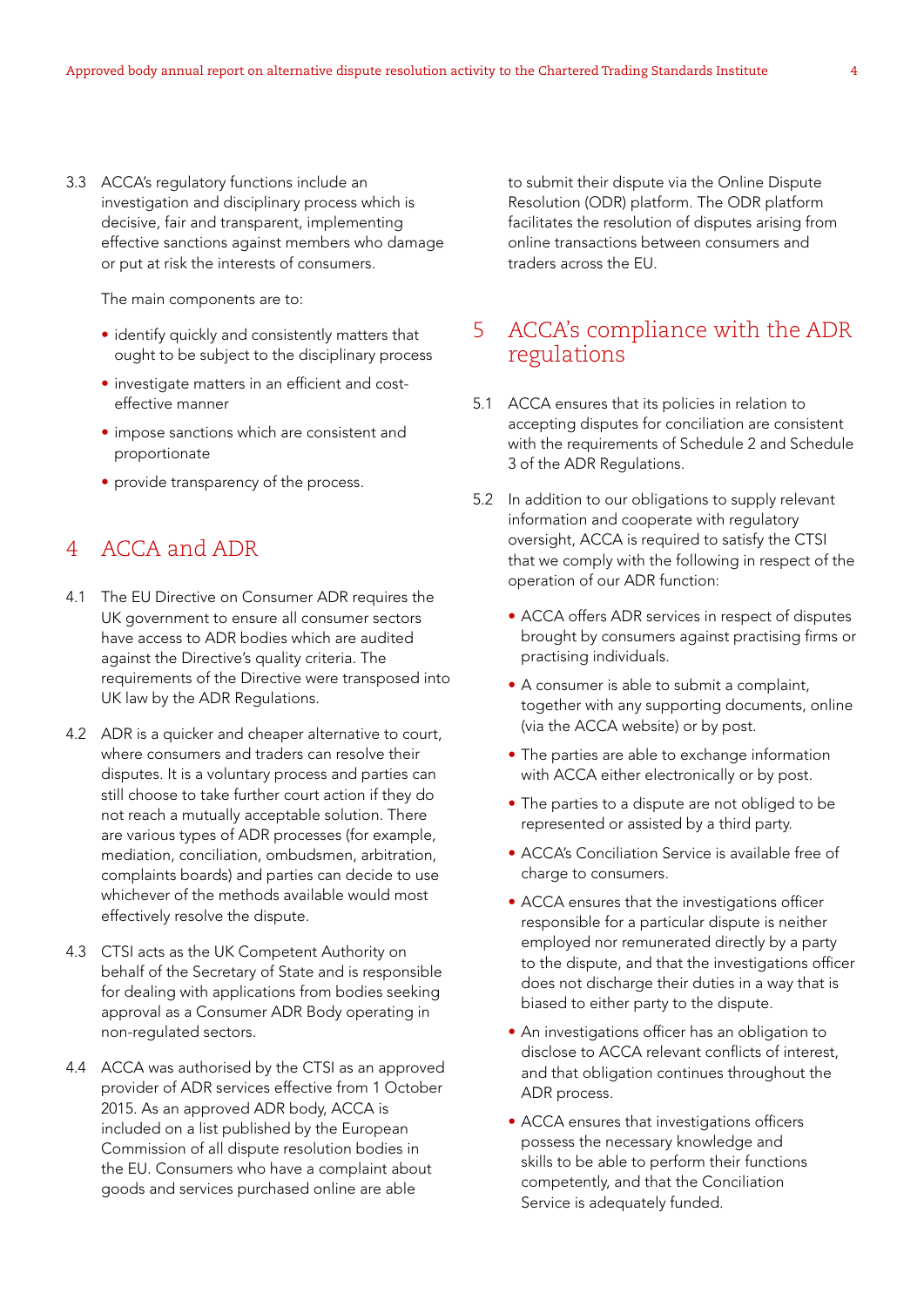3.3 ACCA's regulatory functions include an investigation and disciplinary process which is decisive, fair and transparent, implementing effective sanctions against members who damage or put at risk the interests of consumers.

The main components are to:

- identify quickly and consistently matters that ought to be subject to the disciplinary process
- investigate matters in an efficient and cost-effective manner
- impose sanctions which are consistent and proportionate
- provide transparency of the process.

## 4 ACCA and ADR

4.1 The EU Directive on Consumer ADR requires the UK government to ensure all consumer sectors have access to ADR bodies which are audited against the Directive's quality criteria. The requirements of the Directive were transposed into UK law by the ADR Regulations.

4.2 ADR is a quicker and cheaper alternative to court, where consumers and traders can resolve their disputes. It is a voluntary process and parties can still choose to take further court action if they do not reach a mutually acceptable solution. There are various types of ADR processes (for example, mediation, conciliation, ombudsmen, arbitration, complaints boards) and parties can decide to use whichever of the methods available would most effectively resolve the dispute.

4.3 CTSI acts as the UK Competent Authority on behalf of the Secretary of State and is responsible for dealing with applications from bodies seeking approval as a Consumer ADR Body operating in non-regulated sectors.

4.4 ACCA was authorised by the CTSI as an approved provider of ADR services effective from 1 October 2015. As an approved ADR body, ACCA is included on a list published by the European Commission of all dispute resolution bodies in the EU. Consumers who have a complaint about goods and services purchased online are able to submit their dispute via the Online Dispute Resolution (ODR) platform. The ODR platform facilitates the resolution of disputes arising from online transactions between consumers and traders across the EU.

## 5 ACCA's compliance with the ADR regulations

5.1 ACCA ensures that its policies in relation to accepting disputes for conciliation are consistent with the requirements of Schedule 2 and Schedule 3 of the ADR Regulations.

5.2 In addition to our obligations to supply relevant information and cooperate with regulatory oversight, ACCA is required to satisfy the CTSI that we comply with the following in respect of the operation of our ADR function:

- ACCA offers ADR services in respect of disputes brought by consumers against practising firms or practising individuals.
- A consumer is able to submit a complaint, together with any supporting documents, online (via the ACCA website) or by post.
- The parties are able to exchange information with ACCA either electronically or by post.
- The parties to a dispute are not obliged to be represented or assisted by a third party.
- ACCA's Conciliation Service is available free of charge to consumers.
- ACCA ensures that the investigations officer responsible for a particular dispute is neither employed nor remunerated directly by a party to the dispute, and that the investigations officer does not discharge their duties in a way that is biased to either party to the dispute.
- An investigations officer has an obligation to disclose to ACCA relevant conflicts of interest, and that obligation continues throughout the ADR process.
- ACCA ensures that investigations officers possess the necessary knowledge and skills to be able to perform their functions competently, and that the Conciliation Service is adequately funded.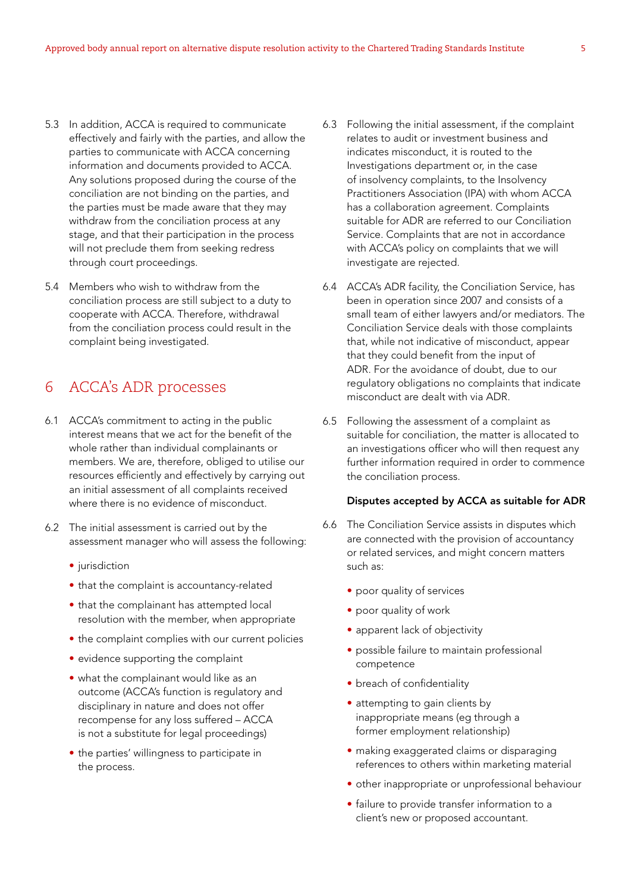5.3 In addition, ACCA is required to communicate effectively and fairly with the parties, and allow the parties to communicate with ACCA concerning information and documents provided to ACCA. Any solutions proposed during the course of the conciliation are not binding on the parties, and the parties must be made aware that they may withdraw from the conciliation process at any stage, and that their participation in the process will not preclude them from seeking redress through court proceedings.

5.4 Members who wish to withdraw from the conciliation process are still subject to a duty to cooperate with ACCA. Therefore, withdrawal from the conciliation process could result in the complaint being investigated.

## 6 ACCA's ADR processes

6.1 ACCA's commitment to acting in the public interest means that we act for the benefit of the whole rather than individual complainants or members. We are, therefore, obliged to utilise our resources efficiently and effectively by carrying out an initial assessment of all complaints received where there is no evidence of misconduct.

6.2 The initial assessment is carried out by the assessment manager who will assess the following:

- jurisdiction
- that the complaint is accountancy-related
- that the complainant has attempted local resolution with the member, when appropriate
- the complaint complies with our current policies
- evidence supporting the complaint
- what the complainant would like as an outcome (ACCA's function is regulatory and disciplinary in nature and does not offer recompense for any loss suffered – ACCA is not a substitute for legal proceedings)
- the parties' willingness to participate in the process.

6.3 Following the initial assessment, if the complaint relates to audit or investment business and indicates misconduct, it is routed to the Investigations department or, in the case of insolvency complaints, to the Insolvency Practitioners Association (IPA) with whom ACCA has a collaboration agreement. Complaints suitable for ADR are referred to our Conciliation Service. Complaints that are not in accordance with ACCA's policy on complaints that we will investigate are rejected.

6.4 ACCA's ADR facility, the Conciliation Service, has been in operation since 2007 and consists of a small team of either lawyers and/or mediators. The Conciliation Service deals with those complaints that, while not indicative of misconduct, appear that they could benefit from the input of ADR. For the avoidance of doubt, due to our regulatory obligations no complaints that indicate misconduct are dealt with via ADR.

6.5 Following the assessment of a complaint as suitable for conciliation, the matter is allocated to an investigations officer who will then request any further information required in order to commence the conciliation process.

**Disputes accepted by ACCA as suitable for ADR**

6.6 The Conciliation Service assists in disputes which are connected with the provision of accountancy or related services, and might concern matters such as:

- poor quality of services
- poor quality of work
- apparent lack of objectivity
- possible failure to maintain professional competence
- breach of confidentiality
- attempting to gain clients by inappropriate means (eg through a former employment relationship)
- making exaggerated claims or disparaging references to others within marketing material
- other inappropriate or unprofessional behaviour
- failure to provide transfer information to a client's new or proposed accountant.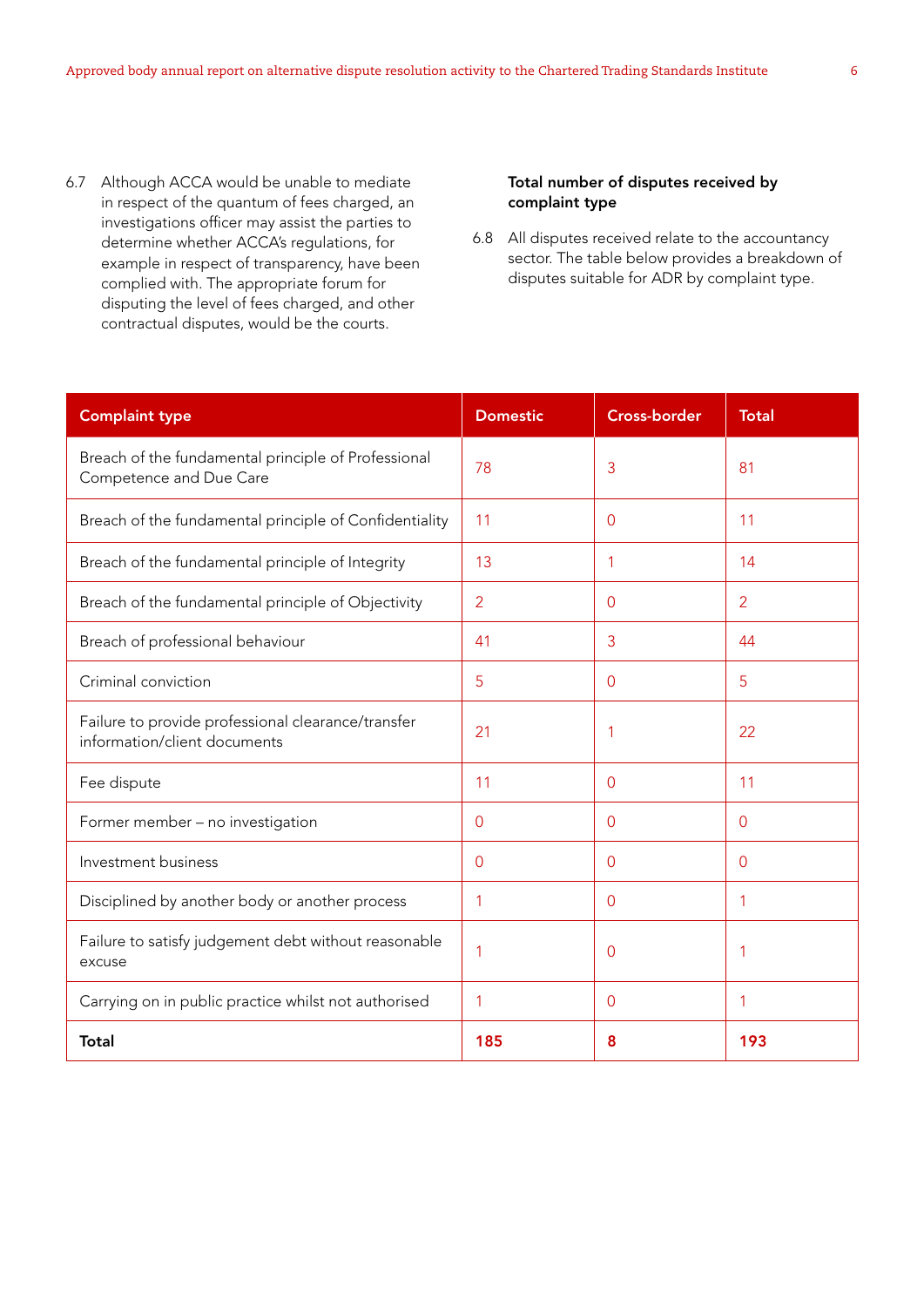6.7 Although ACCA would be unable to mediate in respect of the quantum of fees charged, an investigations officer may assist the parties to determine whether ACCA's regulations, for example in respect of transparency, have been complied with. The appropriate forum for disputing the level of fees charged, and other contractual disputes, would be the courts.

**Total number of disputes received by complaint type**

6.8 All disputes received relate to the accountancy sector. The table below provides a breakdown of disputes suitable for ADR by complaint type.

| Complaint type | Domestic | Cross-border | Total |
|---|---|---|---|
| Breach of the fundamental principle of Professional Competence and Due Care | 78 | 3 | 81 |
| Breach of the fundamental principle of Confidentiality | 11 | 0 | 11 |
| Breach of the fundamental principle of Integrity | 13 | 1 | 14 |
| Breach of the fundamental principle of Objectivity | 2 | 0 | 2 |
| Breach of professional behaviour | 41 | 3 | 44 |
| Criminal conviction | 5 | 0 | 5 |
| Failure to provide professional clearance/transfer information/client documents | 21 | 1 | 22 |
| Fee dispute | 11 | 0 | 11 |
| Former member – no investigation | 0 | 0 | 0 |
| Investment business | 0 | 0 | 0 |
| Disciplined by another body or another process | 1 | 0 | 1 |
| Failure to satisfy judgement debt without reasonable excuse | 1 | 0 | 1 |
| Carrying on in public practice whilst not authorised | 1 | 0 | 1 |
| **Total** | **185** | **8** | **193** |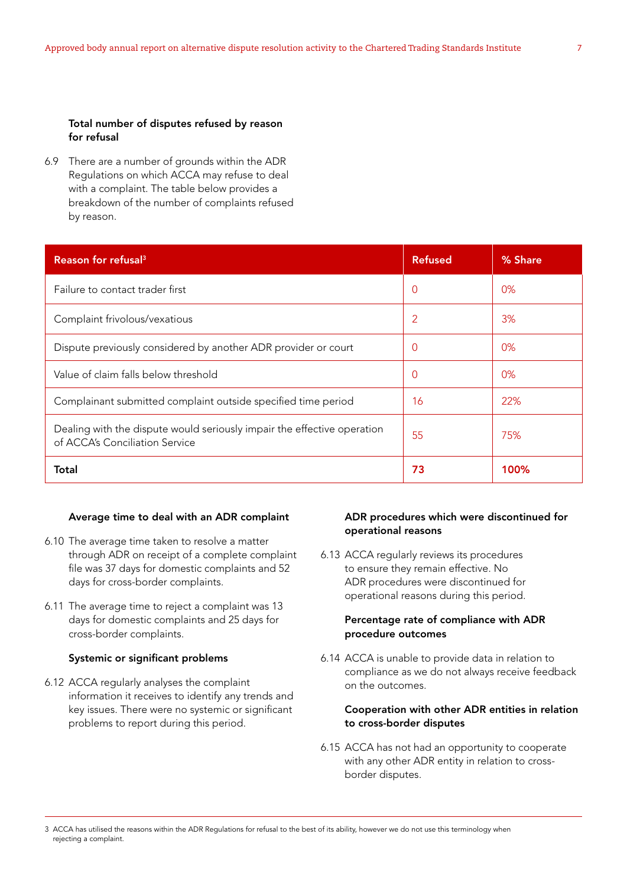### Total number of disputes refused by reason for refusal

6.9 There are a number of grounds within the ADR Regulations on which ACCA may refuse to deal with a complaint. The table below provides a breakdown of the number of complaints refused by reason.

| Reason for refusal[3] | Refused | % Share |
| --- | --- | --- |
| Failure to contact trader first | 0 | 0% |
| Complaint frivolous/vexatious | 2 | 3% |
| Dispute previously considered by another ADR provider or court | 0 | 0% |
| Value of claim falls below threshold | 0 | 0% |
| Complainant submitted complaint outside specified time period | 16 | 22% |
| Dealing with the dispute would seriously impair the effective operation of ACCA's Conciliation Service | 55 | 75% |
| **Total** | **73** | **100%** |

### Average time to deal with an ADR complaint

6.10 The average time taken to resolve a matter through ADR on receipt of a complete complaint file was 37 days for domestic complaints and 52 days for cross-border complaints.

6.11 The average time to reject a complaint was 13 days for domestic complaints and 25 days for cross-border complaints.

### Systemic or significant problems

6.12 ACCA regularly analyses the complaint information it receives to identify any trends and key issues. There were no systemic or significant problems to report during this period.

### ADR procedures which were discontinued for operational reasons

6.13 ACCA regularly reviews its procedures to ensure they remain effective. No ADR procedures were discontinued for operational reasons during this period.

### Percentage rate of compliance with ADR procedure outcomes

6.14 ACCA is unable to provide data in relation to compliance as we do not always receive feedback on the outcomes.

### Cooperation with other ADR entities in relation to cross-border disputes

6.15 ACCA has not had an opportunity to cooperate with any other ADR entity in relation to cross-border disputes.

3 ACCA has utilised the reasons within the ADR Regulations for refusal to the best of its ability, however we do not use this terminology when rejecting a complaint.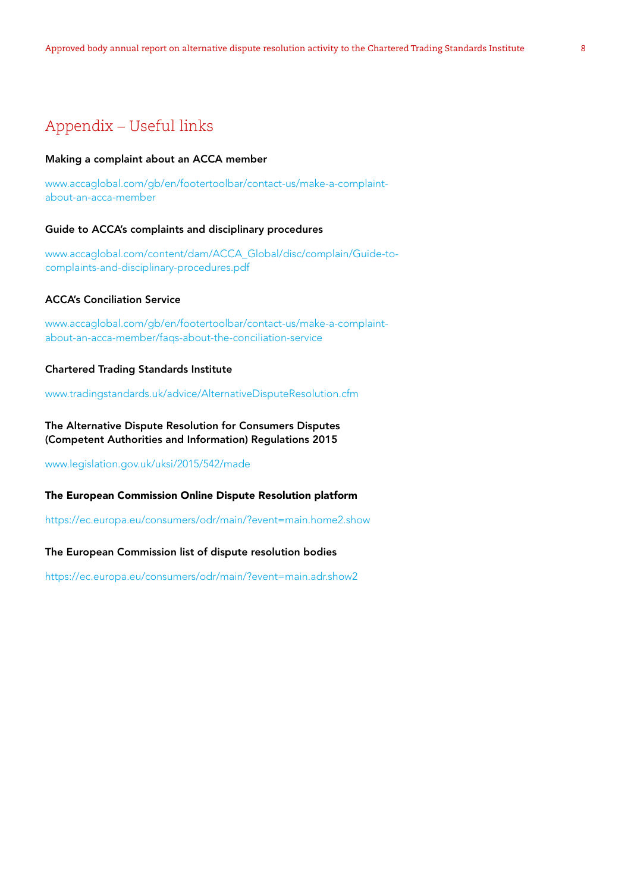# Appendix – Useful links

**Making a complaint about an ACCA member**

www.accaglobal.com/gb/en/footertoolbar/contact-us/make-a-complaint-about-an-acca-member

**Guide to ACCA's complaints and disciplinary procedures**

www.accaglobal.com/content/dam/ACCA_Global/disc/complain/Guide-to-complaints-and-disciplinary-procedures.pdf

**ACCA's Conciliation Service**

www.accaglobal.com/gb/en/footertoolbar/contact-us/make-a-complaint-about-an-acca-member/faqs-about-the-conciliation-service

**Chartered Trading Standards Institute**

www.tradingstandards.uk/advice/AlternativeDisputeResolution.cfm

**The Alternative Dispute Resolution for Consumers Disputes (Competent Authorities and Information) Regulations 2015**

www.legislation.gov.uk/uksi/2015/542/made

**The European Commission Online Dispute Resolution platform**

https://ec.europa.eu/consumers/odr/main/?event=main.home2.show

**The European Commission list of dispute resolution bodies**

https://ec.europa.eu/consumers/odr/main/?event=main.adr.show2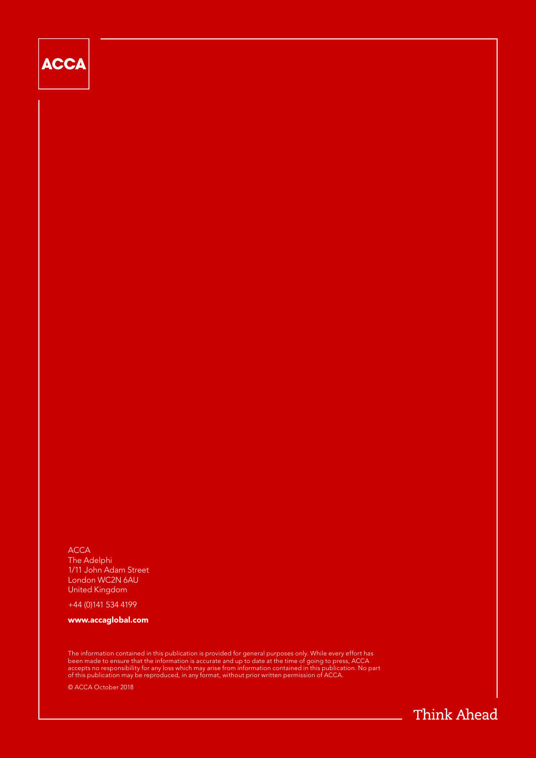ACCA

ACCA
The Adelphi
1/11 John Adam Street
London WC2N 6AU
United Kingdom

+44 (0)141 534 4199

**www.accaglobal.com**

The information contained in this publication is provided for general purposes only. While every effort has been made to ensure that the information is accurate and up to date at the time of going to press, ACCA accepts no responsibility for any loss which may arise from information contained in this publication. No part of this publication may be reproduced, in any format, without prior written permission of ACCA.

© ACCA October 2018

Think Ahead